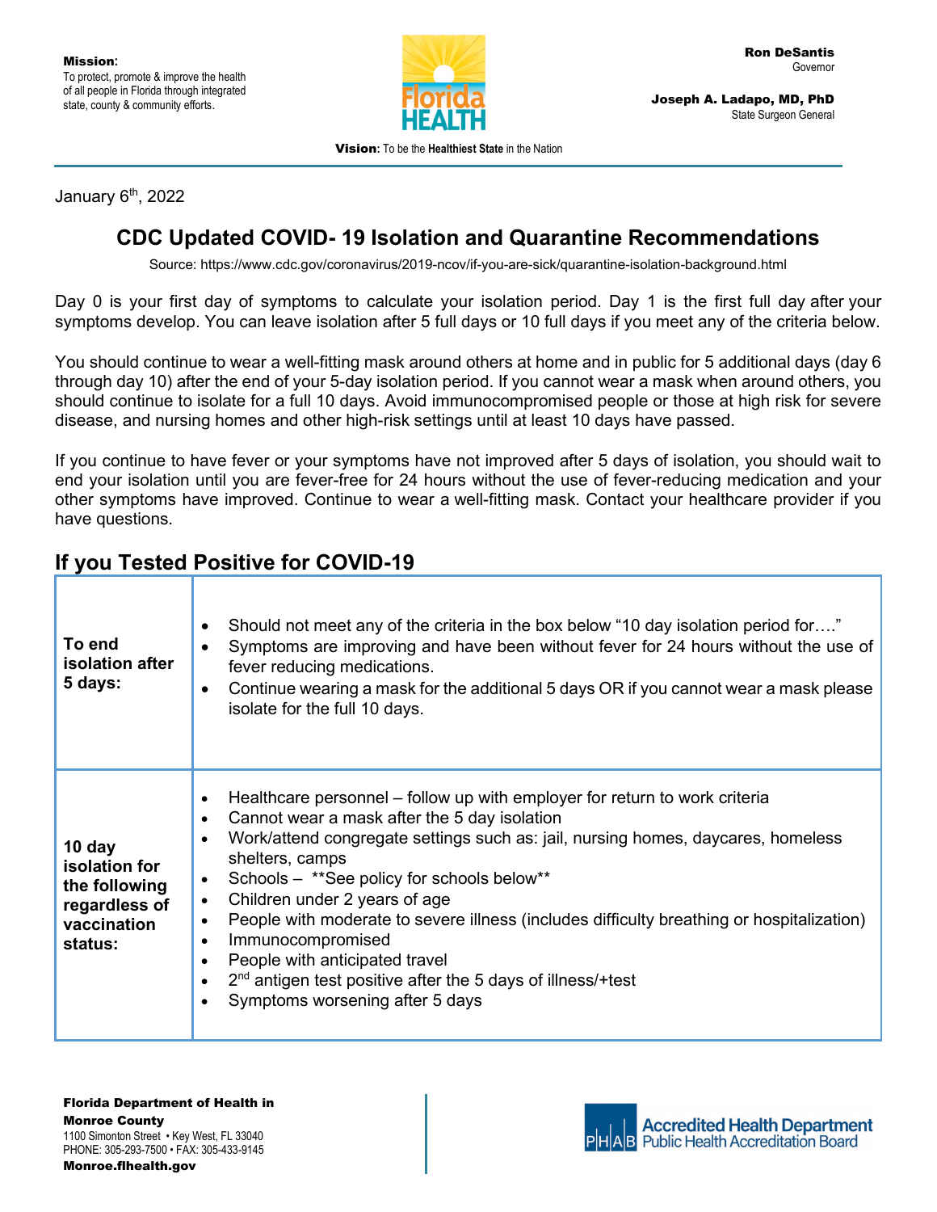**Mission:**
To protect, promote & improve the health of all people in Florida through integrated state, county & community efforts.

Florida HEALTH

**Ron DeSantis**
Governor

**Joseph A. Ladapo, MD, PhD**
State Surgeon General

**Vision:** To be the **Healthiest State** in the Nation

January 6th, 2022

# CDC Updated COVID- 19 Isolation and Quarantine Recommendations

Source: https://www.cdc.gov/coronavirus/2019-ncov/if-you-are-sick/quarantine-isolation-background.html

Day 0 is your first day of symptoms to calculate your isolation period. Day 1 is the first full day after your symptoms develop. You can leave isolation after 5 full days or 10 full days if you meet any of the criteria below.

You should continue to wear a well-fitting mask around others at home and in public for 5 additional days (day 6 through day 10) after the end of your 5-day isolation period. If you cannot wear a mask when around others, you should continue to isolate for a full 10 days. Avoid immunocompromised people or those at high risk for severe disease, and nursing homes and other high-risk settings until at least 10 days have passed.

If you continue to have fever or your symptoms have not improved after 5 days of isolation, you should wait to end your isolation until you are fever-free for 24 hours without the use of fever-reducing medication and your other symptoms have improved. Continue to wear a well-fitting mask. Contact your healthcare provider if you have questions.

## If you Tested Positive for COVID-19

| | |
|---|---|
| **To end isolation after 5 days:** | • Should not meet any of the criteria in the box below "10 day isolation period for…."<br>• Symptoms are improving and have been without fever for 24 hours without the use of fever reducing medications.<br>• Continue wearing a mask for the additional 5 days OR if you cannot wear a mask please isolate for the full 10 days. |
| **10 day isolation for the following regardless of vaccination status:** | • Healthcare personnel – follow up with employer for return to work criteria<br>• Cannot wear a mask after the 5 day isolation<br>• Work/attend congregate settings such as: jail, nursing homes, daycares, homeless shelters, camps<br>• Schools – **See policy for schools below**<br>• Children under 2 years of age<br>• People with moderate to severe illness (includes difficulty breathing or hospitalization)<br>• Immunocompromised<br>• People with anticipated travel<br>• 2nd antigen test positive after the 5 days of illness/+test<br>• Symptoms worsening after 5 days |

**Florida Department of Health in Monroe County**
1100 Simonton Street • Key West, FL 33040
PHONE: 305-293-7500 • FAX: 305-433-9145
**Monroe.flhealth.gov**

PHAB Accredited Health Department
Public Health Accreditation Board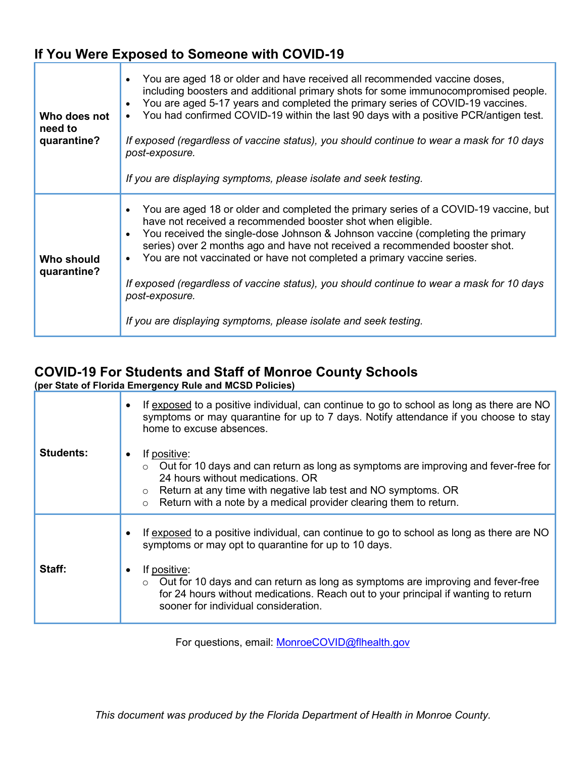## If You Were Exposed to Someone with COVID-19

| | |
|---|---|
| **Who does not need to quarantine?** | • You are aged 18 or older and have received all recommended vaccine doses, including boosters and additional primary shots for some immunocompromised people.<br>• You are aged 5-17 years and completed the primary series of COVID-19 vaccines.<br>• You had confirmed COVID-19 within the last 90 days with a positive PCR/antigen test.<br><br>*If exposed (regardless of vaccine status), you should continue to wear a mask for 10 days post-exposure.*<br><br>*If you are displaying symptoms, please isolate and seek testing.* |
| **Who should quarantine?** | • You are aged 18 or older and completed the primary series of a COVID-19 vaccine, but have not received a recommended booster shot when eligible.<br>• You received the single-dose Johnson & Johnson vaccine (completing the primary series) over 2 months ago and have not received a recommended booster shot.<br>• You are not vaccinated or have not completed a primary vaccine series.<br><br>*If exposed (regardless of vaccine status), you should continue to wear a mask for 10 days post-exposure.*<br><br>*If you are displaying symptoms, please isolate and seek testing.* |

## COVID-19 For Students and Staff of Monroe County Schools

**(per State of Florida Emergency Rule and MCSD Policies)**

| | |
|---|---|
| **Students:** | • If exposed to a positive individual, can continue to go to school as long as there are NO symptoms or may quarantine for up to 7 days. Notify attendance if you choose to stay home to excuse absences.<br><br>• If positive:<br>  ◦ Out for 10 days and can return as long as symptoms are improving and fever-free for 24 hours without medications. OR<br>  ◦ Return at any time with negative lab test and NO symptoms. OR<br>  ◦ Return with a note by a medical provider clearing them to return. |
| **Staff:** | • If exposed to a positive individual, can continue to go to school as long as there are NO symptoms or may opt to quarantine for up to 10 days.<br><br>• If positive:<br>  ◦ Out for 10 days and can return as long as symptoms are improving and fever-free for 24 hours without medications. Reach out to your principal if wanting to return sooner for individual consideration. |

For questions, email: MonroeCOVID@flhealth.gov

*This document was produced by the Florida Department of Health in Monroe County.*